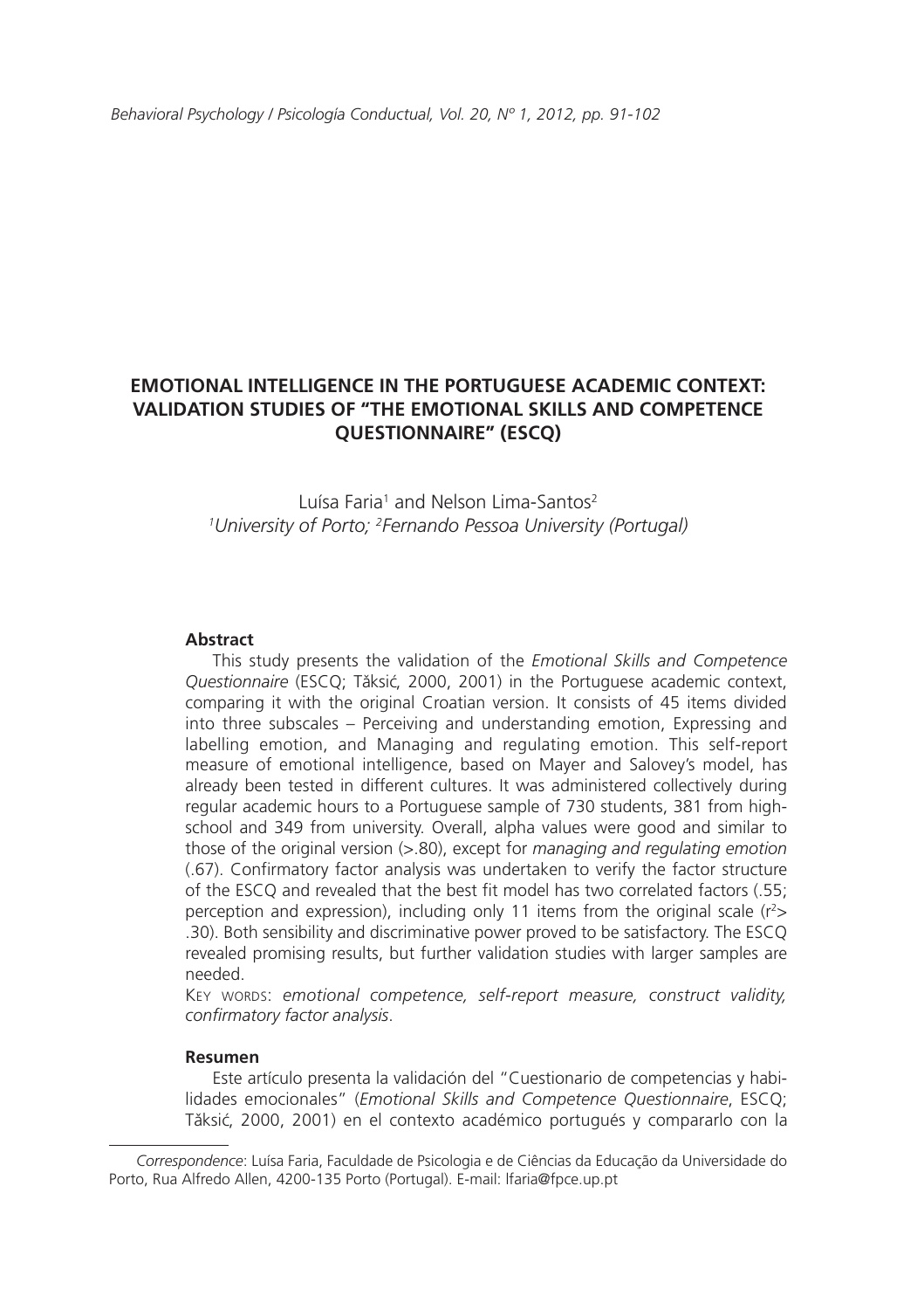# EMOTIONAL INTELLIGENCE IN THE PORTUGUESE ACADEMIC CONTEXT: VALIDATION STUDIES OF "THE EMOTIONAL SKILLS AND COMPETENCE QUESTIONNAIRE" (ESCQ)

Luísa Faria[1] and Nelson Lima-Santos[2]

[1]*University of Porto;* [2]*Fernando Pessoa University (Portugal)*

## Abstract

This study presents the validation of the *Emotional Skills and Competence Questionnaire* (ESCQ; Tăksić, 2000, 2001) in the Portuguese academic context, comparing it with the original Croatian version. It consists of 45 items divided into three subscales – Perceiving and understanding emotion, Expressing and labelling emotion, and Managing and regulating emotion. This self-report measure of emotional intelligence, based on Mayer and Salovey's model, has already been tested in different cultures. It was administered collectively during regular academic hours to a Portuguese sample of 730 students, 381 from high-school and 349 from university. Overall, alpha values were good and similar to those of the original version (>.80), except for *managing and regulating emotion* (.67). Confirmatory factor analysis was undertaken to verify the factor structure of the ESCQ and revealed that the best fit model has two correlated factors (.55; perception and expression), including only 11 items from the original scale ($r^2$> .30). Both sensibility and discriminative power proved to be satisfactory. The ESCQ revealed promising results, but further validation studies with larger samples are needed.

KEY WORDS: *emotional competence, self-report measure, construct validity, confirmatory factor analysis*.

## Resumen

Este artículo presenta la validación del "Cuestionario de competencias y habilidades emocionales" (*Emotional Skills and Competence Questionnaire*, ESCQ; Tăksić, 2000, 2001) en el contexto académico portugués y compararlo con la

---

*Correspondence*: Luísa Faria, Faculdade de Psicologia e de Ciências da Educação da Universidade do Porto, Rua Alfredo Allen, 4200-135 Porto (Portugal). E-mail: lfaria@fpce.up.pt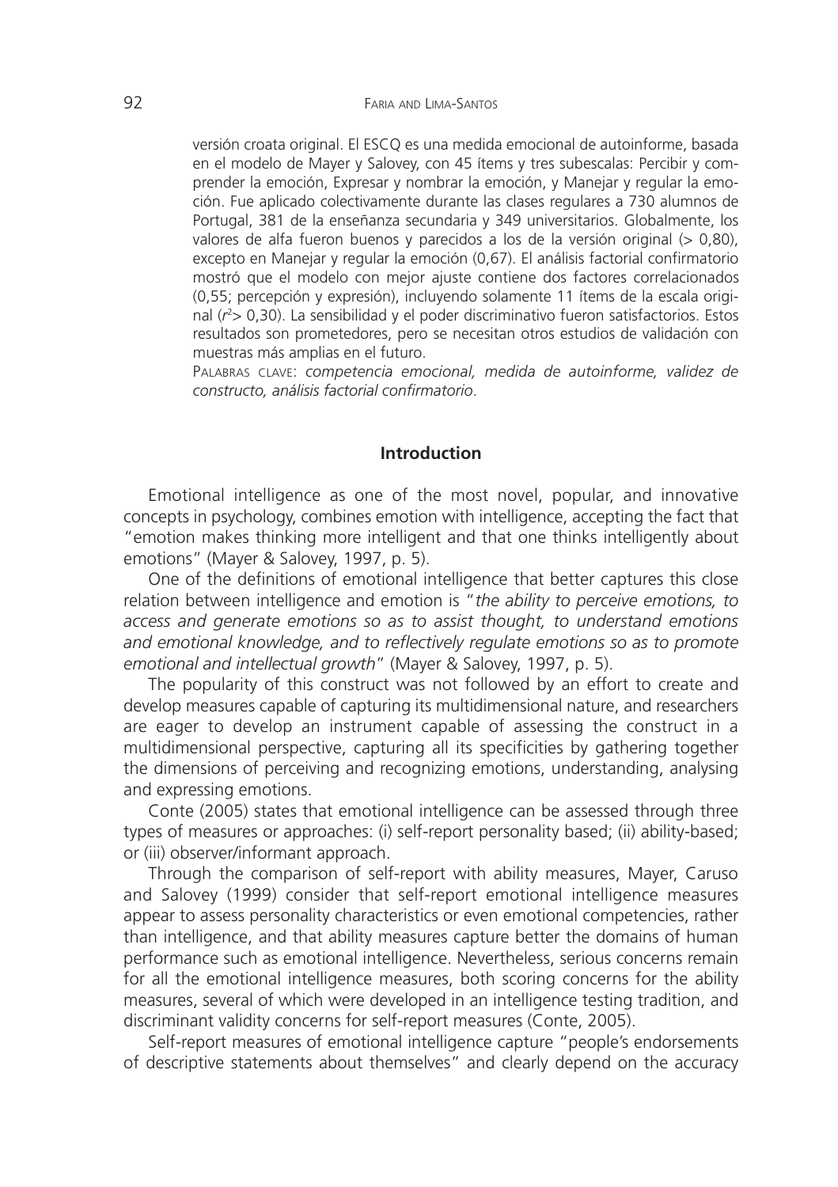versión croata original. El ESCQ es una medida emocional de autoinforme, basada en el modelo de Mayer y Salovey, con 45 ítems y tres subescalas: Percibir y comprender la emoción, Expresar y nombrar la emoción, y Manejar y regular la emoción. Fue aplicado colectivamente durante las clases regulares a 730 alumnos de Portugal, 381 de la enseñanza secundaria y 349 universitarios. Globalmente, los valores de alfa fueron buenos y parecidos a los de la versión original (> 0,80), excepto en Manejar y regular la emoción (0,67). El análisis factorial confirmatorio mostró que el modelo con mejor ajuste contiene dos factores correlacionados (0,55; percepción y expresión), incluyendo solamente 11 ítems de la escala original ($r^2$> 0,30). La sensibilidad y el poder discriminativo fueron satisfactorios. Estos resultados son prometedores, pero se necesitan otros estudios de validación con muestras más amplias en el futuro.

Palabras clave: *competencia emocional, medida de autoinforme, validez de constructo, análisis factorial confirmatorio*.

## Introduction

Emotional intelligence as one of the most novel, popular, and innovative concepts in psychology, combines emotion with intelligence, accepting the fact that "emotion makes thinking more intelligent and that one thinks intelligently about emotions" (Mayer & Salovey, 1997, p. 5).

One of the definitions of emotional intelligence that better captures this close relation between intelligence and emotion is "*the ability to perceive emotions, to access and generate emotions so as to assist thought, to understand emotions and emotional knowledge, and to reflectively regulate emotions so as to promote emotional and intellectual growth*" (Mayer & Salovey, 1997, p. 5).

The popularity of this construct was not followed by an effort to create and develop measures capable of capturing its multidimensional nature, and researchers are eager to develop an instrument capable of assessing the construct in a multidimensional perspective, capturing all its specificities by gathering together the dimensions of perceiving and recognizing emotions, understanding, analysing and expressing emotions.

Conte (2005) states that emotional intelligence can be assessed through three types of measures or approaches: (i) self-report personality based; (ii) ability-based; or (iii) observer/informant approach.

Through the comparison of self-report with ability measures, Mayer, Caruso and Salovey (1999) consider that self-report emotional intelligence measures appear to assess personality characteristics or even emotional competencies, rather than intelligence, and that ability measures capture better the domains of human performance such as emotional intelligence. Nevertheless, serious concerns remain for all the emotional intelligence measures, both scoring concerns for the ability measures, several of which were developed in an intelligence testing tradition, and discriminant validity concerns for self-report measures (Conte, 2005).

Self-report measures of emotional intelligence capture "people's endorsements of descriptive statements about themselves" and clearly depend on the accuracy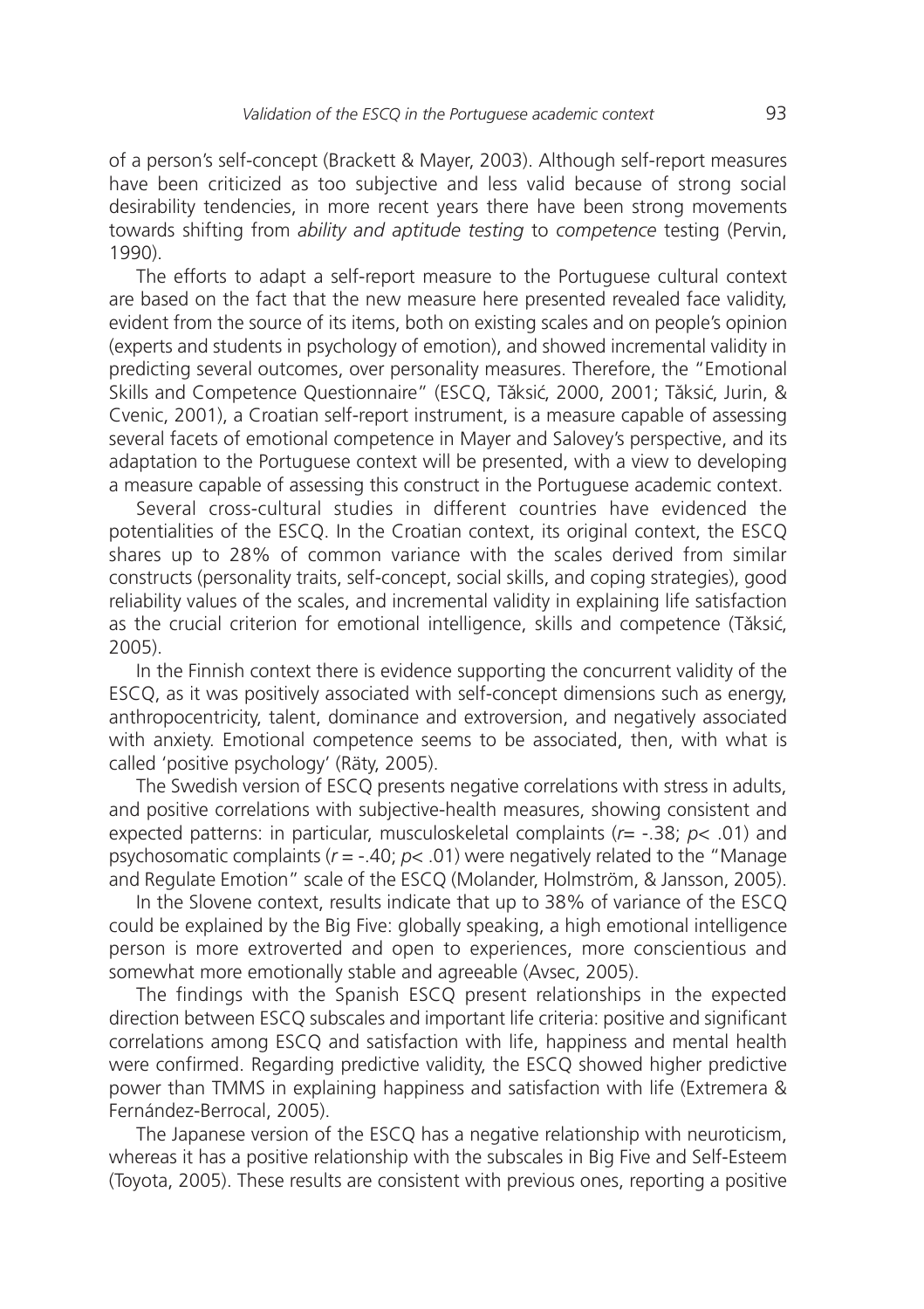of a person's self-concept (Brackett & Mayer, 2003). Although self-report measures have been criticized as too subjective and less valid because of strong social desirability tendencies, in more recent years there have been strong movements towards shifting from *ability and aptitude testing* to *competence* testing (Pervin, 1990).

The efforts to adapt a self-report measure to the Portuguese cultural context are based on the fact that the new measure here presented revealed face validity, evident from the source of its items, both on existing scales and on people's opinion (experts and students in psychology of emotion), and showed incremental validity in predicting several outcomes, over personality measures. Therefore, the "Emotional Skills and Competence Questionnaire" (ESCQ, Tǎksić, 2000, 2001; Tǎksić, Jurin, & Cvenic, 2001), a Croatian self-report instrument, is a measure capable of assessing several facets of emotional competence in Mayer and Salovey's perspective, and its adaptation to the Portuguese context will be presented, with a view to developing a measure capable of assessing this construct in the Portuguese academic context.

Several cross-cultural studies in different countries have evidenced the potentialities of the ESCQ. In the Croatian context, its original context, the ESCQ shares up to 28% of common variance with the scales derived from similar constructs (personality traits, self-concept, social skills, and coping strategies), good reliability values of the scales, and incremental validity in explaining life satisfaction as the crucial criterion for emotional intelligence, skills and competence (Tǎksić, 2005).

In the Finnish context there is evidence supporting the concurrent validity of the ESCQ, as it was positively associated with self-concept dimensions such as energy, anthropocentricity, talent, dominance and extroversion, and negatively associated with anxiety. Emotional competence seems to be associated, then, with what is called 'positive psychology' (Räty, 2005).

The Swedish version of ESCQ presents negative correlations with stress in adults, and positive correlations with subjective-health measures, showing consistent and expected patterns: in particular, musculoskeletal complaints ($r = -.38$; $p < .01$) and psychosomatic complaints ($r = -.40$; $p < .01$) were negatively related to the "Manage and Regulate Emotion" scale of the ESCQ (Molander, Holmström, & Jansson, 2005).

In the Slovene context, results indicate that up to 38% of variance of the ESCQ could be explained by the Big Five: globally speaking, a high emotional intelligence person is more extroverted and open to experiences, more conscientious and somewhat more emotionally stable and agreeable (Avsec, 2005).

The findings with the Spanish ESCQ present relationships in the expected direction between ESCQ subscales and important life criteria: positive and significant correlations among ESCQ and satisfaction with life, happiness and mental health were confirmed. Regarding predictive validity, the ESCQ showed higher predictive power than TMMS in explaining happiness and satisfaction with life (Extremera & Fernández-Berrocal, 2005).

The Japanese version of the ESCQ has a negative relationship with neuroticism, whereas it has a positive relationship with the subscales in Big Five and Self-Esteem (Toyota, 2005). These results are consistent with previous ones, reporting a positive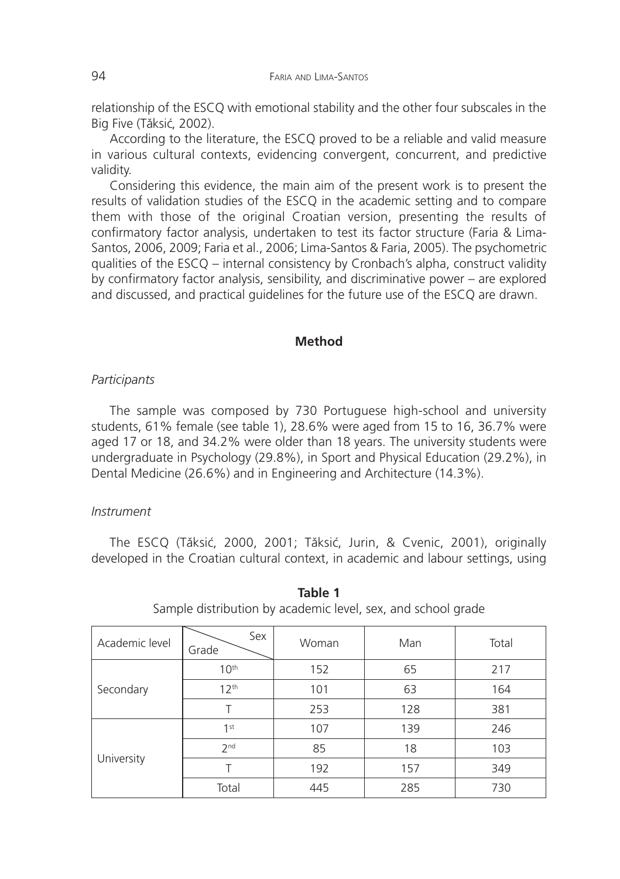relationship of the ESCQ with emotional stability and the other four subscales in the Big Five (Tǎksić, 2002).

According to the literature, the ESCQ proved to be a reliable and valid measure in various cultural contexts, evidencing convergent, concurrent, and predictive validity.

Considering this evidence, the main aim of the present work is to present the results of validation studies of the ESCQ in the academic setting and to compare them with those of the original Croatian version, presenting the results of confirmatory factor analysis, undertaken to test its factor structure (Faria & Lima-Santos, 2006, 2009; Faria et al., 2006; Lima-Santos & Faria, 2005). The psychometric qualities of the ESCQ – internal consistency by Cronbach's alpha, construct validity by confirmatory factor analysis, sensibility, and discriminative power – are explored and discussed, and practical guidelines for the future use of the ESCQ are drawn.

## Method

### *Participants*

The sample was composed by 730 Portuguese high-school and university students, 61% female (see table 1), 28.6% were aged from 15 to 16, 36.7% were aged 17 or 18, and 34.2% were older than 18 years. The university students were undergraduate in Psychology (29.8%), in Sport and Physical Education (29.2%), in Dental Medicine (26.6%) and in Engineering and Architecture (14.3%).

### *Instrument*

The ESCQ (Tǎksić, 2000, 2001; Tǎksić, Jurin, & Cvenic, 2001), originally developed in the Croatian cultural context, in academic and labour settings, using

**Table 1**
Sample distribution by academic level, sex, and school grade

| Academic level | Sex / Grade | Woman | Man | Total |
|---|---|---|---|---|
| Secondary | 10th | 152 | 65 | 217 |
| | 12th | 101 | 63 | 164 |
| | T | 253 | 128 | 381 |
| University | 1st | 107 | 139 | 246 |
| | 2nd | 85 | 18 | 103 |
| | T | 192 | 157 | 349 |
| | Total | 445 | 285 | 730 |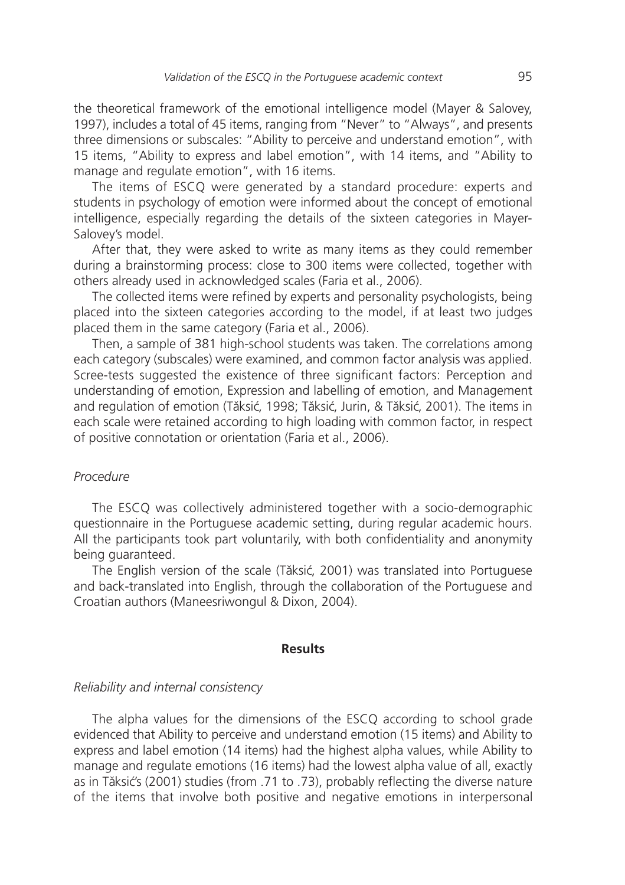the theoretical framework of the emotional intelligence model (Mayer & Salovey, 1997), includes a total of 45 items, ranging from "Never" to "Always", and presents three dimensions or subscales: "Ability to perceive and understand emotion", with 15 items, "Ability to express and label emotion", with 14 items, and "Ability to manage and regulate emotion", with 16 items.

The items of ESCQ were generated by a standard procedure: experts and students in psychology of emotion were informed about the concept of emotional intelligence, especially regarding the details of the sixteen categories in Mayer-Salovey's model.

After that, they were asked to write as many items as they could remember during a brainstorming process: close to 300 items were collected, together with others already used in acknowledged scales (Faria et al., 2006).

The collected items were refined by experts and personality psychologists, being placed into the sixteen categories according to the model, if at least two judges placed them in the same category (Faria et al., 2006).

Then, a sample of 381 high-school students was taken. The correlations among each category (subscales) were examined, and common factor analysis was applied. Scree-tests suggested the existence of three significant factors: Perception and understanding of emotion, Expression and labelling of emotion, and Management and regulation of emotion (Tǎksić, 1998; Tǎksić, Jurin, & Tǎksić, 2001). The items in each scale were retained according to high loading with common factor, in respect of positive connotation or orientation (Faria et al., 2006).

*Procedure*

The ESCQ was collectively administered together with a socio-demographic questionnaire in the Portuguese academic setting, during regular academic hours. All the participants took part voluntarily, with both confidentiality and anonymity being guaranteed.

The English version of the scale (Tǎksić, 2001) was translated into Portuguese and back-translated into English, through the collaboration of the Portuguese and Croatian authors (Maneesriwongul & Dixon, 2004).

## Results

*Reliability and internal consistency*

The alpha values for the dimensions of the ESCQ according to school grade evidenced that Ability to perceive and understand emotion (15 items) and Ability to express and label emotion (14 items) had the highest alpha values, while Ability to manage and regulate emotions (16 items) had the lowest alpha value of all, exactly as in Tǎksić's (2001) studies (from .71 to .73), probably reflecting the diverse nature of the items that involve both positive and negative emotions in interpersonal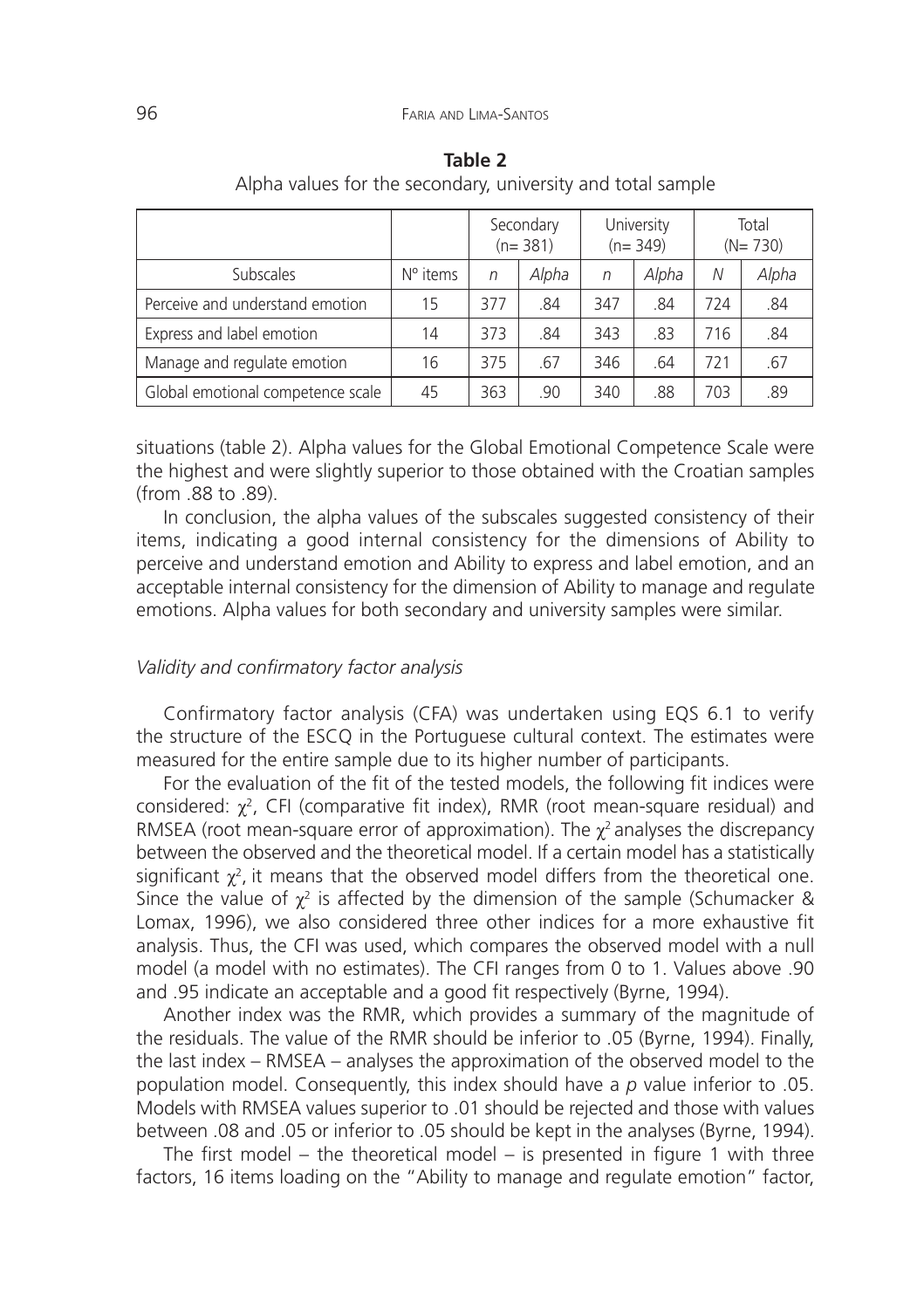**Table 2**
Alpha values for the secondary, university and total sample

| | | Secondary (n= 381) | | University (n= 349) | | Total (N= 730) | |
|---|---|---|---|---|---|---|---|
| Subscales | Nº items | *n* | *Alpha* | *n* | *Alpha* | *N* | *Alpha* |
| Perceive and understand emotion | 15 | 377 | .84 | 347 | .84 | 724 | .84 |
| Express and label emotion | 14 | 373 | .84 | 343 | .83 | 716 | .84 |
| Manage and regulate emotion | 16 | 375 | .67 | 346 | .64 | 721 | .67 |
| Global emotional competence scale | 45 | 363 | .90 | 340 | .88 | 703 | .89 |

situations (table 2). Alpha values for the Global Emotional Competence Scale were the highest and were slightly superior to those obtained with the Croatian samples (from .88 to .89).

In conclusion, the alpha values of the subscales suggested consistency of their items, indicating a good internal consistency for the dimensions of Ability to perceive and understand emotion and Ability to express and label emotion, and an acceptable internal consistency for the dimension of Ability to manage and regulate emotions. Alpha values for both secondary and university samples were similar.

*Validity and confirmatory factor analysis*

Confirmatory factor analysis (CFA) was undertaken using EQS 6.1 to verify the structure of the ESCQ in the Portuguese cultural context. The estimates were measured for the entire sample due to its higher number of participants.

For the evaluation of the fit of the tested models, the following fit indices were considered: $\chi^2$, CFI (comparative fit index), RMR (root mean-square residual) and RMSEA (root mean-square error of approximation). The $\chi^2$ analyses the discrepancy between the observed and the theoretical model. If a certain model has a statistically significant $\chi^2$, it means that the observed model differs from the theoretical one. Since the value of $\chi^2$ is affected by the dimension of the sample (Schumacker & Lomax, 1996), we also considered three other indices for a more exhaustive fit analysis. Thus, the CFI was used, which compares the observed model with a null model (a model with no estimates). The CFI ranges from 0 to 1. Values above .90 and .95 indicate an acceptable and a good fit respectively (Byrne, 1994).

Another index was the RMR, which provides a summary of the magnitude of the residuals. The value of the RMR should be inferior to .05 (Byrne, 1994). Finally, the last index – RMSEA – analyses the approximation of the observed model to the population model. Consequently, this index should have a *p* value inferior to .05. Models with RMSEA values superior to .01 should be rejected and those with values between .08 and .05 or inferior to .05 should be kept in the analyses (Byrne, 1994).

The first model – the theoretical model – is presented in figure 1 with three factors, 16 items loading on the "Ability to manage and regulate emotion" factor,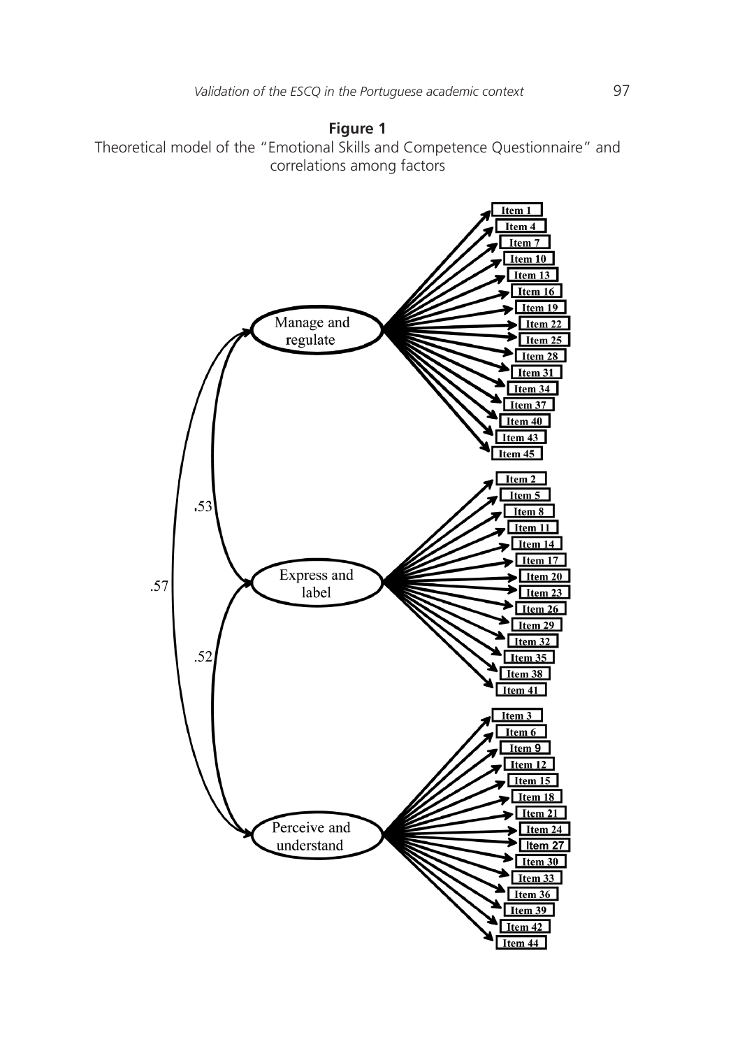**Figure 1**
Theoretical model of the "Emotional Skills and Competence Questionnaire" and correlations among factors

Manage and regulate

Item 1
Item 4
Item 7
Item 10
Item 13
Item 16
Item 19
Item 22
Item 25
Item 28
Item 31
Item 34
Item 37
Item 40
Item 43
Item 45

.53

.57

Express and label

Item 2
Item 5
Item 8
Item 11
Item 14
Item 17
Item 20
Item 23
Item 26
Item 29
Item 32
Item 35
Item 38
Item 41

.52

Perceive and understand

Item 3
Item 6
Item 9
Item 12
Item 15
Item 18
Item 21
Item 24
Item 27
Item 30
Item 33
Item 36
Item 39
Item 42
Item 44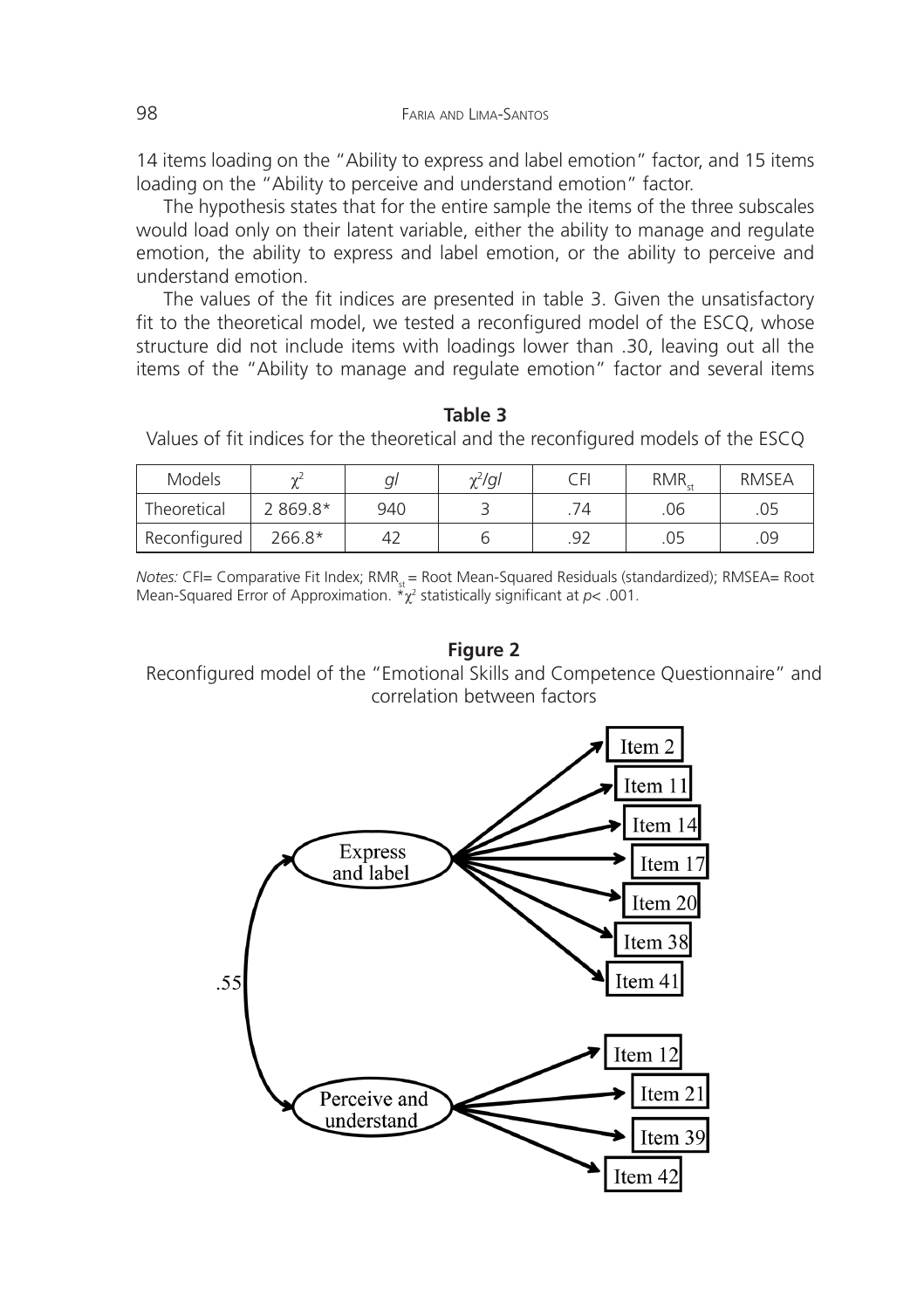14 items loading on the "Ability to express and label emotion" factor, and 15 items loading on the "Ability to perceive and understand emotion" factor.

The hypothesis states that for the entire sample the items of the three subscales would load only on their latent variable, either the ability to manage and regulate emotion, the ability to express and label emotion, or the ability to perceive and understand emotion.

The values of the fit indices are presented in table 3. Given the unsatisfactory fit to the theoretical model, we tested a reconfigured model of the ESCQ, whose structure did not include items with loadings lower than .30, leaving out all the items of the "Ability to manage and regulate emotion" factor and several items

**Table 3**

Values of fit indices for the theoretical and the reconfigured models of the ESCQ

| Models | $\chi^2$ | *gl* | $\chi^2/gl$ | CFI | $RMR_{st}$ | RMSEA |
|---|---|---|---|---|---|---|
| Theoretical | 2 869.8* | 940 | 3 | .74 | .06 | .05 |
| Reconfigured | 266.8* | 42 | 6 | .92 | .05 | .09 |

*Notes:* CFI= Comparative Fit Index; $RMR_{st}$ = Root Mean-Squared Residuals (standardized); RMSEA= Root Mean-Squared Error of Approximation. *$\chi^2$ statistically significant at $p < .001$.

**Figure 2**

Reconfigured model of the "Emotional Skills and Competence Questionnaire" and correlation between factors

Express and label → Item 2, Item 11, Item 14, Item 17, Item 20, Item 38, Item 41

Perceive and understand → Item 12, Item 21, Item 39, Item 42

Correlation between factors: .55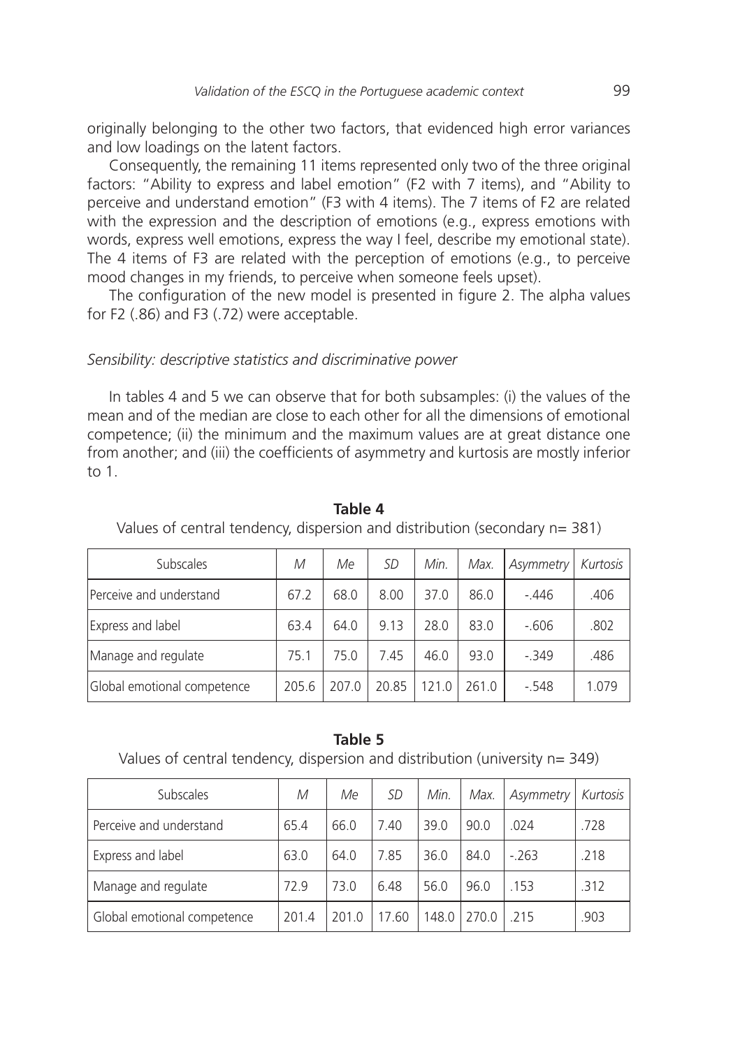originally belonging to the other two factors, that evidenced high error variances and low loadings on the latent factors.

Consequently, the remaining 11 items represented only two of the three original factors: "Ability to express and label emotion" (F2 with 7 items), and "Ability to perceive and understand emotion" (F3 with 4 items). The 7 items of F2 are related with the expression and the description of emotions (e.g., express emotions with words, express well emotions, express the way I feel, describe my emotional state). The 4 items of F3 are related with the perception of emotions (e.g., to perceive mood changes in my friends, to perceive when someone feels upset).

The configuration of the new model is presented in figure 2. The alpha values for F2 (.86) and F3 (.72) were acceptable.

*Sensibility: descriptive statistics and discriminative power*

In tables 4 and 5 we can observe that for both subsamples: (i) the values of the mean and of the median are close to each other for all the dimensions of emotional competence; (ii) the minimum and the maximum values are at great distance one from another; and (iii) the coefficients of asymmetry and kurtosis are mostly inferior to 1.

**Table 4**

Values of central tendency, dispersion and distribution (secondary n= 381)

| Subscales | *M* | *Me* | *SD* | *Min.* | *Max.* | *Asymmetry* | *Kurtosis* |
|---|---|---|---|---|---|---|---|
| Perceive and understand | 67.2 | 68.0 | 8.00 | 37.0 | 86.0 | -.446 | .406 |
| Express and label | 63.4 | 64.0 | 9.13 | 28.0 | 83.0 | -.606 | .802 |
| Manage and regulate | 75.1 | 75.0 | 7.45 | 46.0 | 93.0 | -.349 | .486 |
| Global emotional competence | 205.6 | 207.0 | 20.85 | 121.0 | 261.0 | -.548 | 1.079 |

**Table 5**

Values of central tendency, dispersion and distribution (university n= 349)

| Subscales | *M* | *Me* | *SD* | *Min.* | *Max.* | *Asymmetry* | *Kurtosis* |
|---|---|---|---|---|---|---|---|
| Perceive and understand | 65.4 | 66.0 | 7.40 | 39.0 | 90.0 | .024 | .728 |
| Express and label | 63.0 | 64.0 | 7.85 | 36.0 | 84.0 | -.263 | .218 |
| Manage and regulate | 72.9 | 73.0 | 6.48 | 56.0 | 96.0 | .153 | .312 |
| Global emotional competence | 201.4 | 201.0 | 17.60 | 148.0 | 270.0 | .215 | .903 |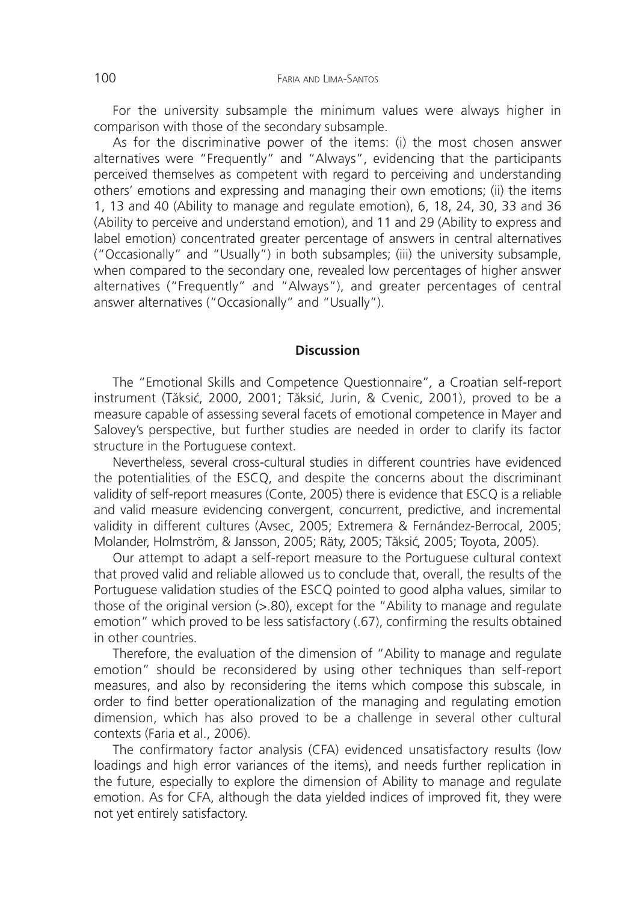For the university subsample the minimum values were always higher in comparison with those of the secondary subsample.

As for the discriminative power of the items: (i) the most chosen answer alternatives were "Frequently" and "Always", evidencing that the participants perceived themselves as competent with regard to perceiving and understanding others' emotions and expressing and managing their own emotions; (ii) the items 1, 13 and 40 (Ability to manage and regulate emotion), 6, 18, 24, 30, 33 and 36 (Ability to perceive and understand emotion), and 11 and 29 (Ability to express and label emotion) concentrated greater percentage of answers in central alternatives ("Occasionally" and "Usually") in both subsamples; (iii) the university subsample, when compared to the secondary one, revealed low percentages of higher answer alternatives ("Frequently" and "Always"), and greater percentages of central answer alternatives ("Occasionally" and "Usually").

## Discussion

The "Emotional Skills and Competence Questionnaire", a Croatian self-report instrument (Tăksić, 2000, 2001; Tăksić, Jurin, & Cvenic, 2001), proved to be a measure capable of assessing several facets of emotional competence in Mayer and Salovey's perspective, but further studies are needed in order to clarify its factor structure in the Portuguese context.

Nevertheless, several cross-cultural studies in different countries have evidenced the potentialities of the ESCQ, and despite the concerns about the discriminant validity of self-report measures (Conte, 2005) there is evidence that ESCQ is a reliable and valid measure evidencing convergent, concurrent, predictive, and incremental validity in different cultures (Avsec, 2005; Extremera & Fernández-Berrocal, 2005; Molander, Holmström, & Jansson, 2005; Räty, 2005; Tăksić, 2005; Toyota, 2005).

Our attempt to adapt a self-report measure to the Portuguese cultural context that proved valid and reliable allowed us to conclude that, overall, the results of the Portuguese validation studies of the ESCQ pointed to good alpha values, similar to those of the original version (>.80), except for the "Ability to manage and regulate emotion" which proved to be less satisfactory (.67), confirming the results obtained in other countries.

Therefore, the evaluation of the dimension of "Ability to manage and regulate emotion" should be reconsidered by using other techniques than self-report measures, and also by reconsidering the items which compose this subscale, in order to find better operationalization of the managing and regulating emotion dimension, which has also proved to be a challenge in several other cultural contexts (Faria et al., 2006).

The confirmatory factor analysis (CFA) evidenced unsatisfactory results (low loadings and high error variances of the items), and needs further replication in the future, especially to explore the dimension of Ability to manage and regulate emotion. As for CFA, although the data yielded indices of improved fit, they were not yet entirely satisfactory.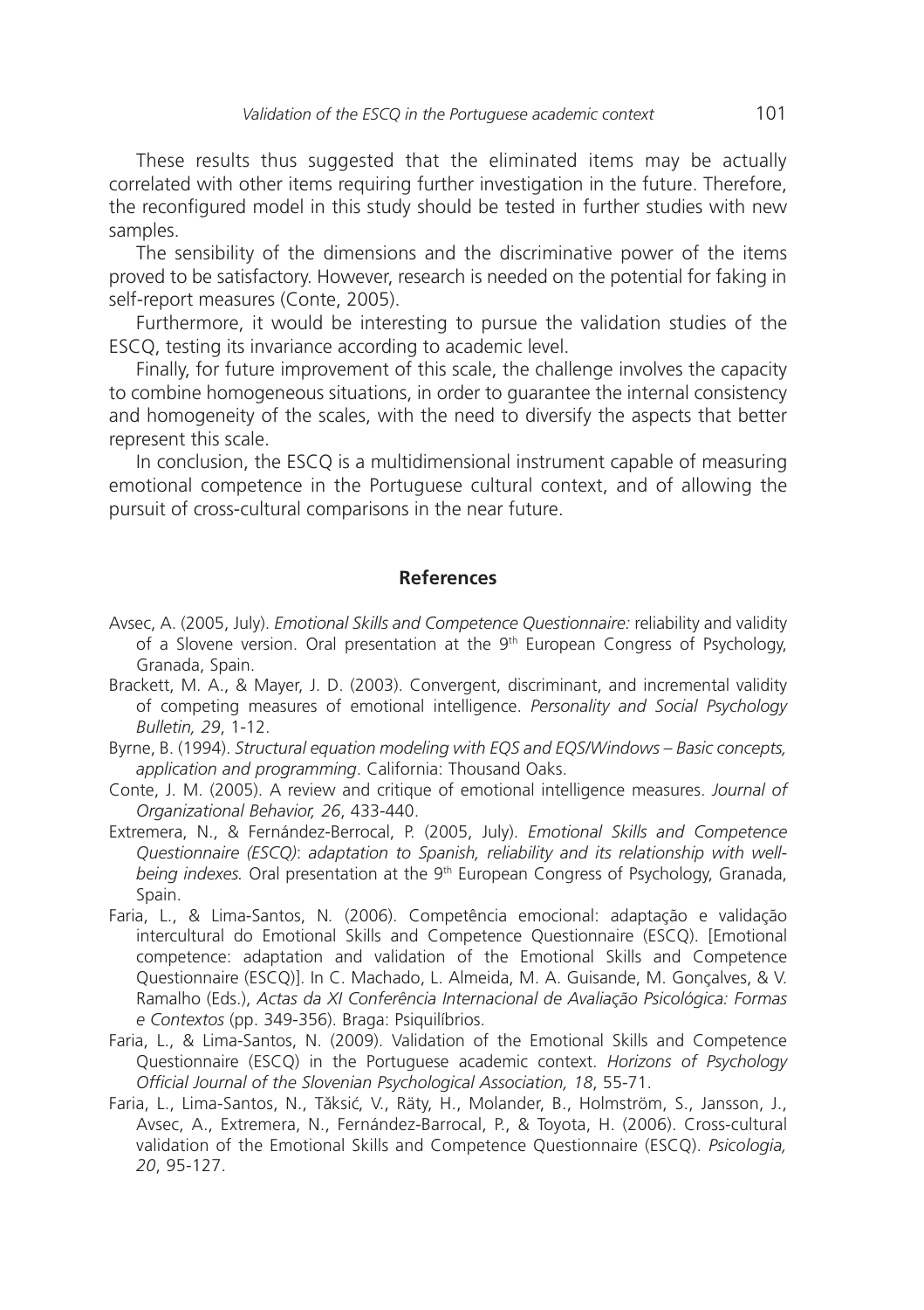These results thus suggested that the eliminated items may be actually correlated with other items requiring further investigation in the future. Therefore, the reconfigured model in this study should be tested in further studies with new samples.

The sensibility of the dimensions and the discriminative power of the items proved to be satisfactory. However, research is needed on the potential for faking in self-report measures (Conte, 2005).

Furthermore, it would be interesting to pursue the validation studies of the ESCQ, testing its invariance according to academic level.

Finally, for future improvement of this scale, the challenge involves the capacity to combine homogeneous situations, in order to guarantee the internal consistency and homogeneity of the scales, with the need to diversify the aspects that better represent this scale.

In conclusion, the ESCQ is a multidimensional instrument capable of measuring emotional competence in the Portuguese cultural context, and of allowing the pursuit of cross-cultural comparisons in the near future.

## References

Avsec, A. (2005, July). *Emotional Skills and Competence Questionnaire:* reliability and validity of a Slovene version. Oral presentation at the 9th European Congress of Psychology, Granada, Spain.

Brackett, M. A., & Mayer, J. D. (2003). Convergent, discriminant, and incremental validity of competing measures of emotional intelligence. *Personality and Social Psychology Bulletin, 29*, 1-12.

Byrne, B. (1994). *Structural equation modeling with EQS and EQS/Windows – Basic concepts, application and programming*. California: Thousand Oaks.

Conte, J. M. (2005). A review and critique of emotional intelligence measures. *Journal of Organizational Behavior, 26*, 433-440.

Extremera, N., & Fernández-Berrocal, P. (2005, July). *Emotional Skills and Competence Questionnaire (ESCQ)*: *adaptation to Spanish, reliability and its relationship with well-being indexes.* Oral presentation at the 9th European Congress of Psychology, Granada, Spain.

Faria, L., & Lima-Santos, N. (2006). Competência emocional: adaptação e validação intercultural do Emotional Skills and Competence Questionnaire (ESCQ). [Emotional competence: adaptation and validation of the Emotional Skills and Competence Questionnaire (ESCQ)]. In C. Machado, L. Almeida, M. A. Guisande, M. Gonçalves, & V. Ramalho (Eds.), *Actas da XI Conferência Internacional de Avaliação Psicológica: Formas e Contextos* (pp. 349-356). Braga: Psiquilíbrios.

Faria, L., & Lima-Santos, N. (2009). Validation of the Emotional Skills and Competence Questionnaire (ESCQ) in the Portuguese academic context. *Horizons of Psychology Official Journal of the Slovenian Psychological Association, 18*, 55-71.

Faria, L., Lima-Santos, N., Tăksić, V., Räty, H., Molander, B., Holmström, S., Jansson, J., Avsec, A., Extremera, N., Fernández-Barrocal, P., & Toyota, H. (2006). Cross-cultural validation of the Emotional Skills and Competence Questionnaire (ESCQ). *Psicologia, 20*, 95-127.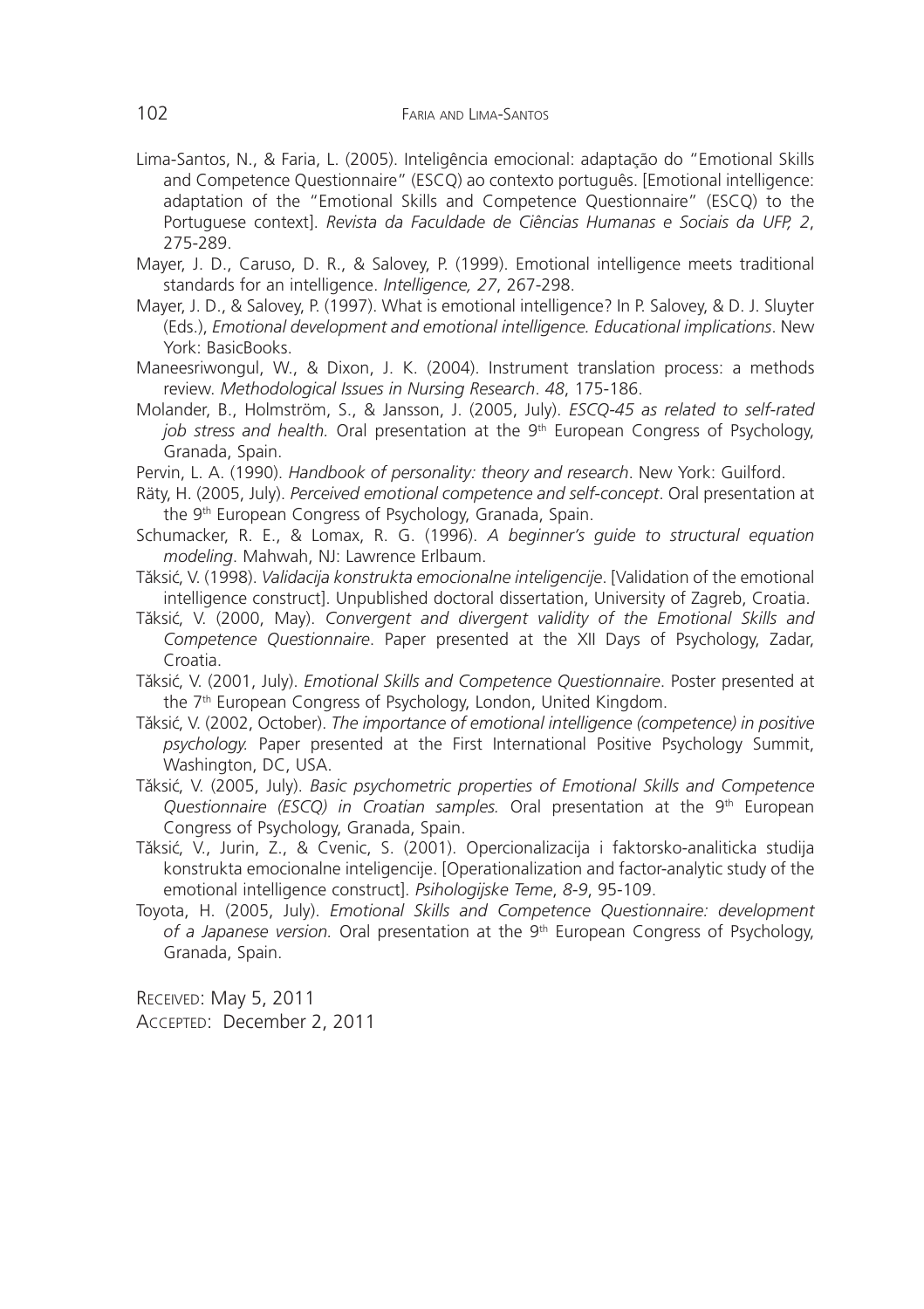Lima-Santos, N., & Faria, L. (2005). Inteligência emocional: adaptação do "Emotional Skills and Competence Questionnaire" (ESCQ) ao contexto português. [Emotional intelligence: adaptation of the "Emotional Skills and Competence Questionnaire" (ESCQ) to the Portuguese context]. *Revista da Faculdade de Ciências Humanas e Sociais da UFP, 2*, 275-289.

Mayer, J. D., Caruso, D. R., & Salovey, P. (1999). Emotional intelligence meets traditional standards for an intelligence. *Intelligence, 27*, 267-298.

Mayer, J. D., & Salovey, P. (1997). What is emotional intelligence? In P. Salovey, & D. J. Sluyter (Eds.), *Emotional development and emotional intelligence. Educational implications*. New York: BasicBooks.

Maneesriwongul, W., & Dixon, J. K. (2004). Instrument translation process: a methods review. *Methodological Issues in Nursing Research*. *48*, 175-186.

Molander, B., Holmström, S., & Jansson, J. (2005, July). *ESCQ-45 as related to self-rated job stress and health*. Oral presentation at the 9th European Congress of Psychology, Granada, Spain.

Pervin, L. A. (1990). *Handbook of personality: theory and research*. New York: Guilford.

Räty, H. (2005, July). *Perceived emotional competence and self-concept*. Oral presentation at the 9th European Congress of Psychology, Granada, Spain.

Schumacker, R. E., & Lomax, R. G. (1996). *A beginner's guide to structural equation modeling*. Mahwah, NJ: Lawrence Erlbaum.

Tăksić, V. (1998). *Validacija konstrukta emocionalne inteligencije*. [Validation of the emotional intelligence construct]. Unpublished doctoral dissertation, University of Zagreb, Croatia.

Tăksić, V. (2000, May). *Convergent and divergent validity of the Emotional Skills and Competence Questionnaire*. Paper presented at the XII Days of Psychology, Zadar, Croatia.

Tăksić, V. (2001, July). *Emotional Skills and Competence Questionnaire*. Poster presented at the 7th European Congress of Psychology, London, United Kingdom.

Tăksić, V. (2002, October). *The importance of emotional intelligence (competence) in positive psychology.* Paper presented at the First International Positive Psychology Summit, Washington, DC, USA.

Tăksić, V. (2005, July). *Basic psychometric properties of Emotional Skills and Competence Questionnaire (ESCQ) in Croatian samples.* Oral presentation at the 9th European Congress of Psychology, Granada, Spain.

Tăksić, V., Jurin, Z., & Cvenic, S. (2001). Opercionalizacija i faktorsko-analiticka studija konstrukta emocionalne inteligencije. [Operationalization and factor-analytic study of the emotional intelligence construct]. *Psihologijske Teme*, *8-9*, 95-109.

Toyota, H. (2005, July). *Emotional Skills and Competence Questionnaire: development of a Japanese version.* Oral presentation at the 9th European Congress of Psychology, Granada, Spain.

Received: May 5, 2011
Accepted: December 2, 2011